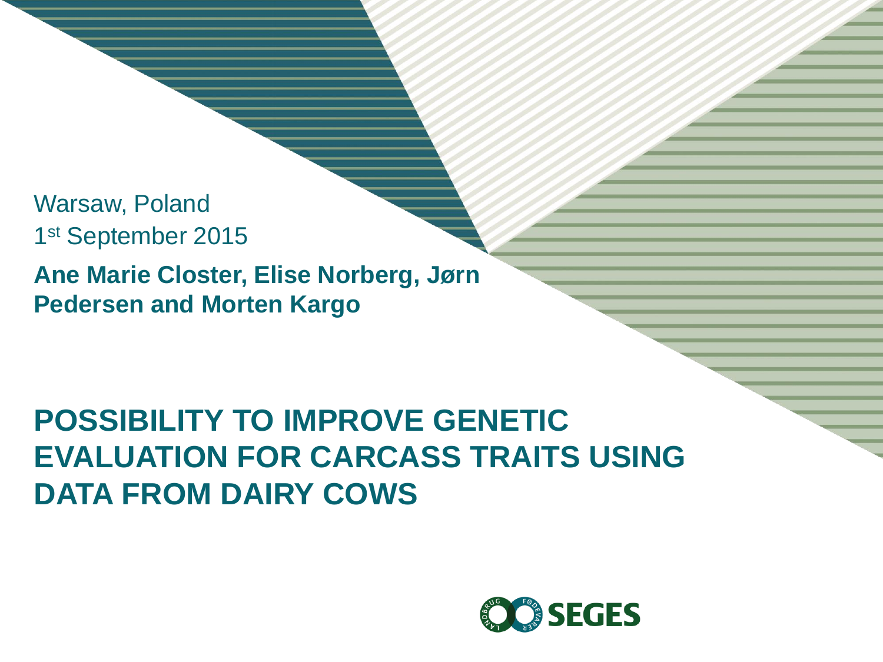Warsaw, Poland

1st September 2015

**Ane Marie Closter, Elise Norberg, Jørn Pedersen and Morten Kargo**

# POSSIBILITY TO IMPROVE GENETIC EVALUATION FOR CARCASS TRAITS USING DATA FROM DAIRY COWS

SEGES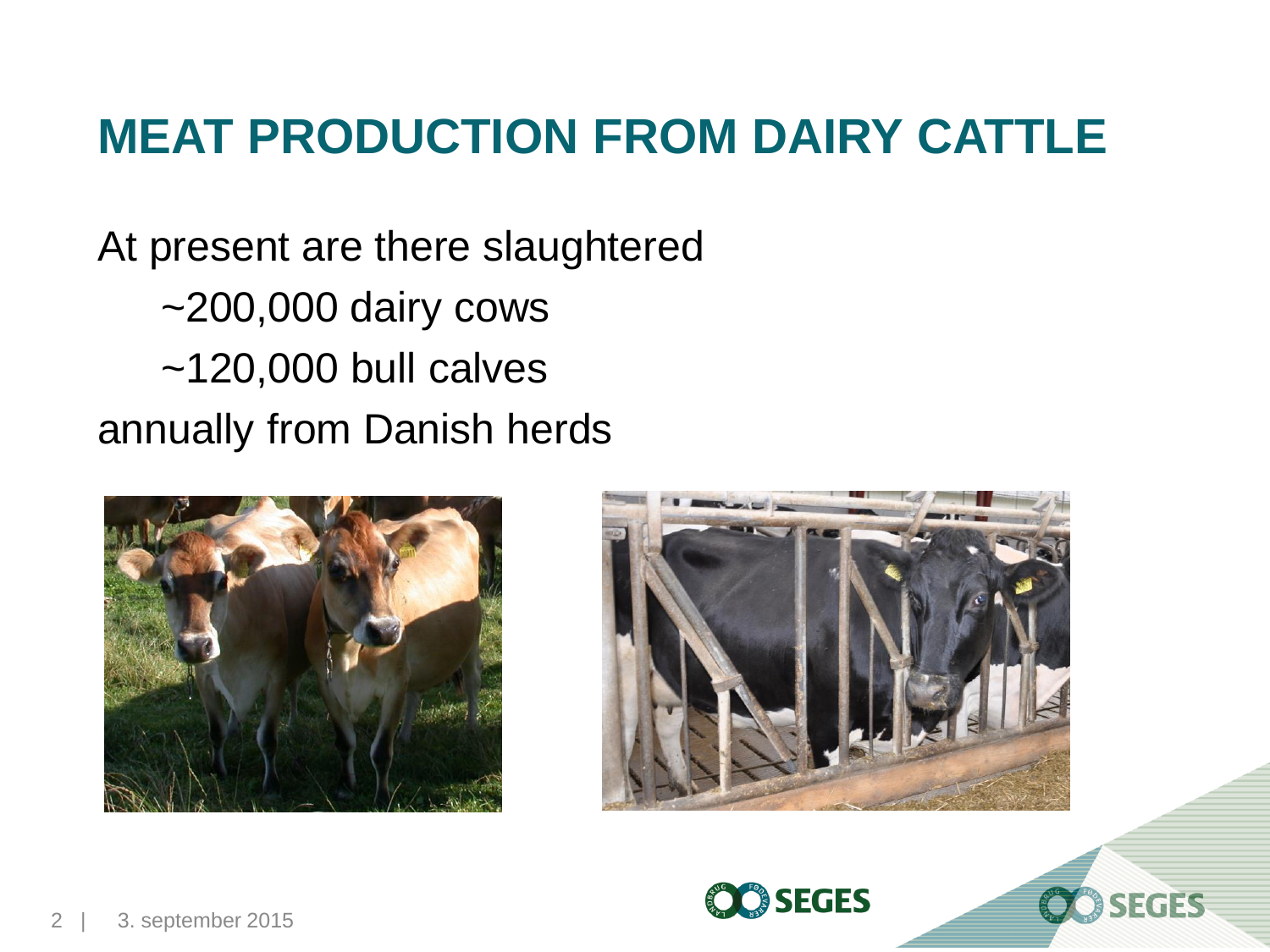# MEAT PRODUCTION FROM DAIRY CATTLE

At present are there slaughtered

~200,000 dairy cows

~120,000 bull calves

annually from Danish herds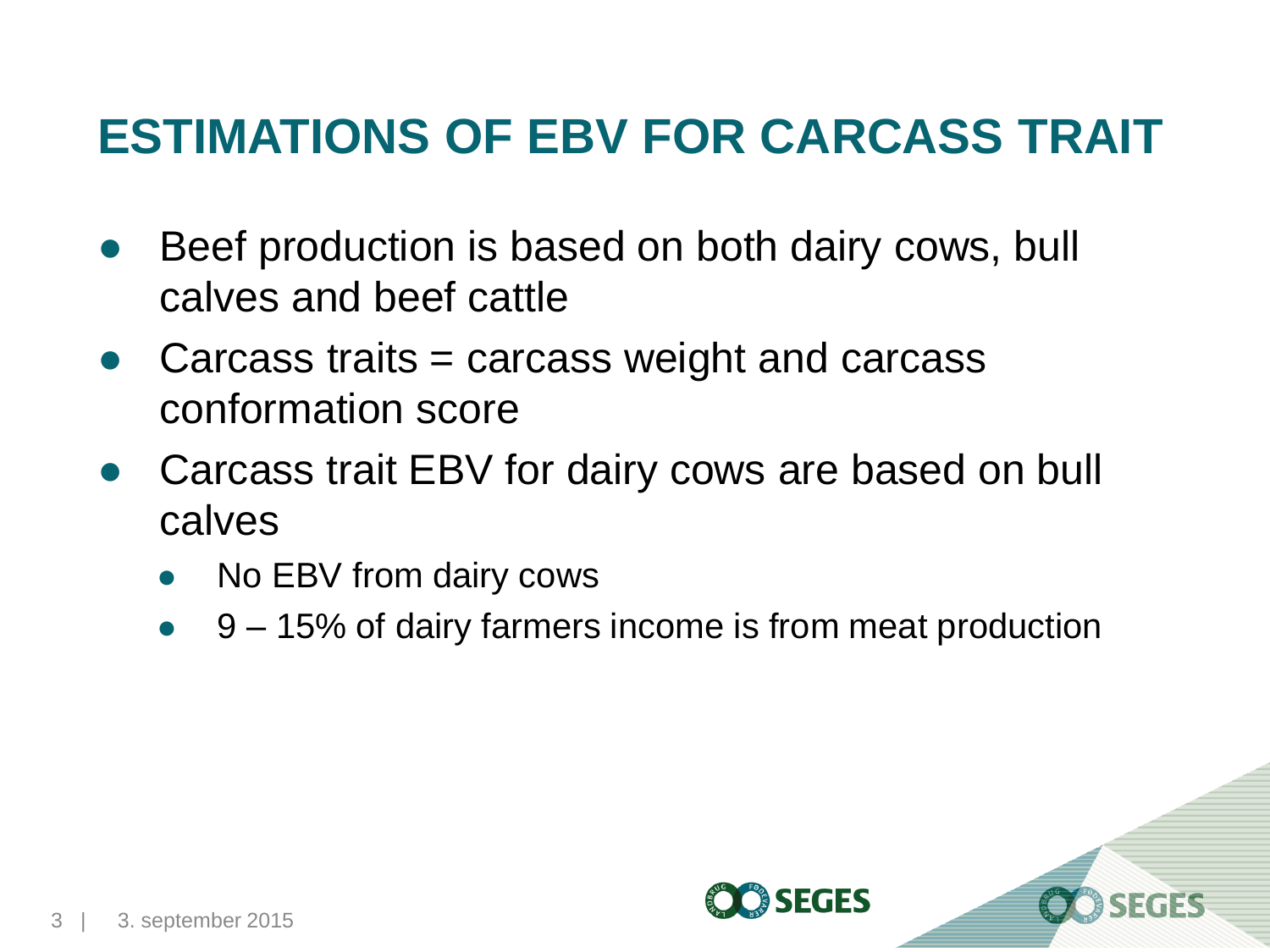# ESTIMATIONS OF EBV FOR CARCASS TRAIT

- Beef production is based on both dairy cows, bull calves and beef cattle
- Carcass traits = carcass weight and carcass conformation score
- Carcass trait EBV for dairy cows are based on bull calves
  - No EBV from dairy cows
  - 9 – 15% of dairy farmers income is from meat production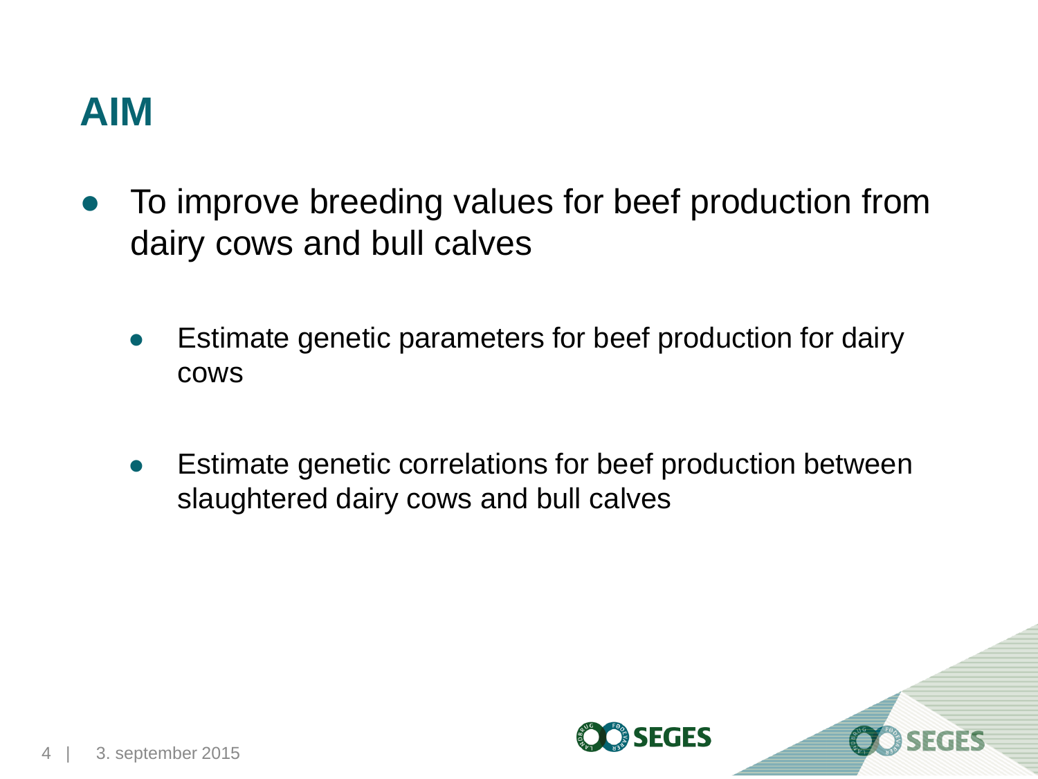# AIM

- To improve breeding values for beef production from dairy cows and bull calves
  - Estimate genetic parameters for beef production for dairy cows
  - Estimate genetic correlations for beef production between slaughtered dairy cows and bull calves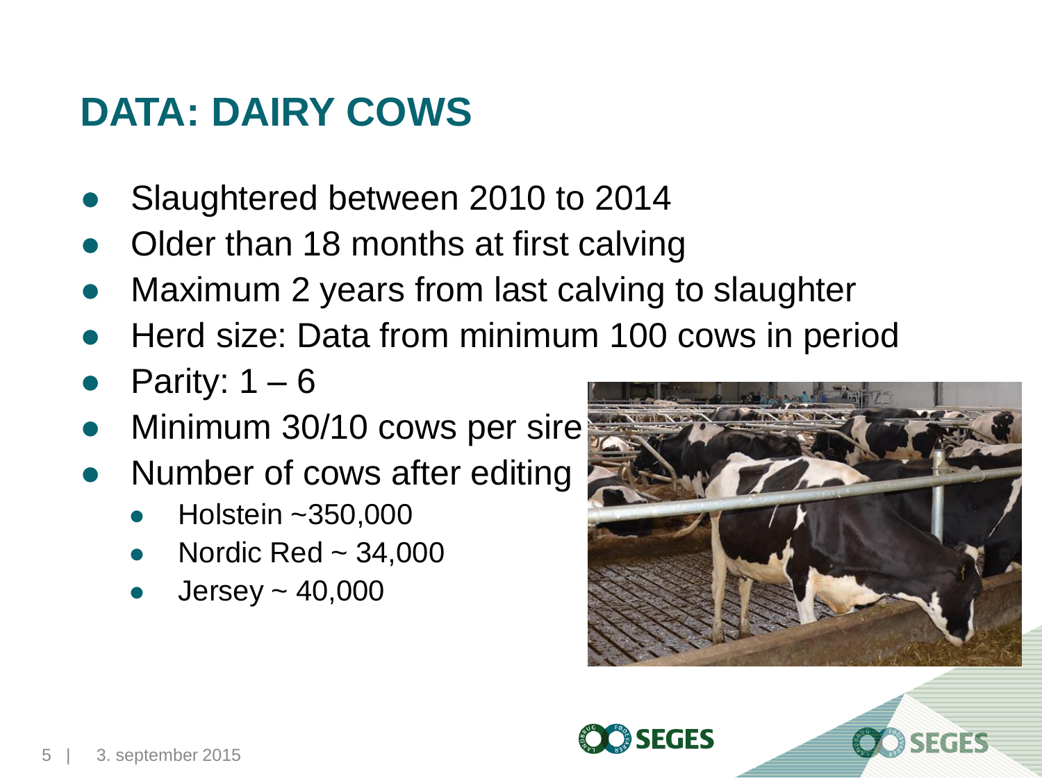# DATA: DAIRY COWS

- Slaughtered between 2010 to 2014
- Older than 18 months at first calving
- Maximum 2 years from last calving to slaughter
- Herd size: Data from minimum 100 cows in period
- Parity: 1 – 6
- Minimum 30/10 cows per sire
- Number of cows after editing
  - Holstein ~350,000
  - Nordic Red ~ 34,000
  - Jersey ~ 40,000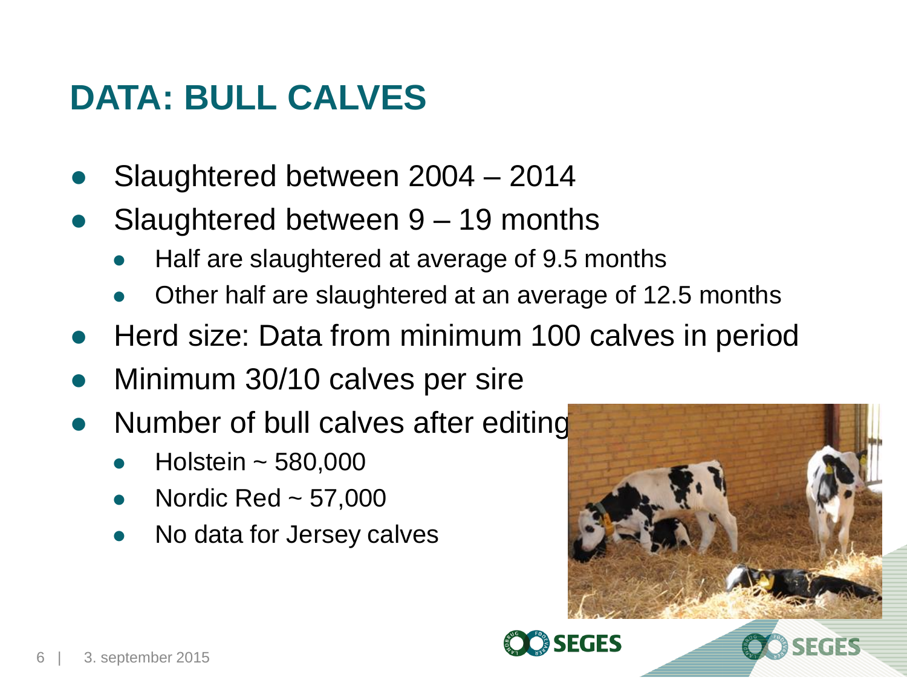# DATA: BULL CALVES

- Slaughtered between 2004 – 2014
- Slaughtered between 9 – 19 months
  - Half are slaughtered at average of 9.5 months
  - Other half are slaughtered at an average of 12.5 months
- Herd size: Data from minimum 100 calves in period
- Minimum 30/10 calves per sire
- Number of bull calves after editing
  - Holstein ~ 580,000
  - Nordic Red ~ 57,000
  - No data for Jersey calves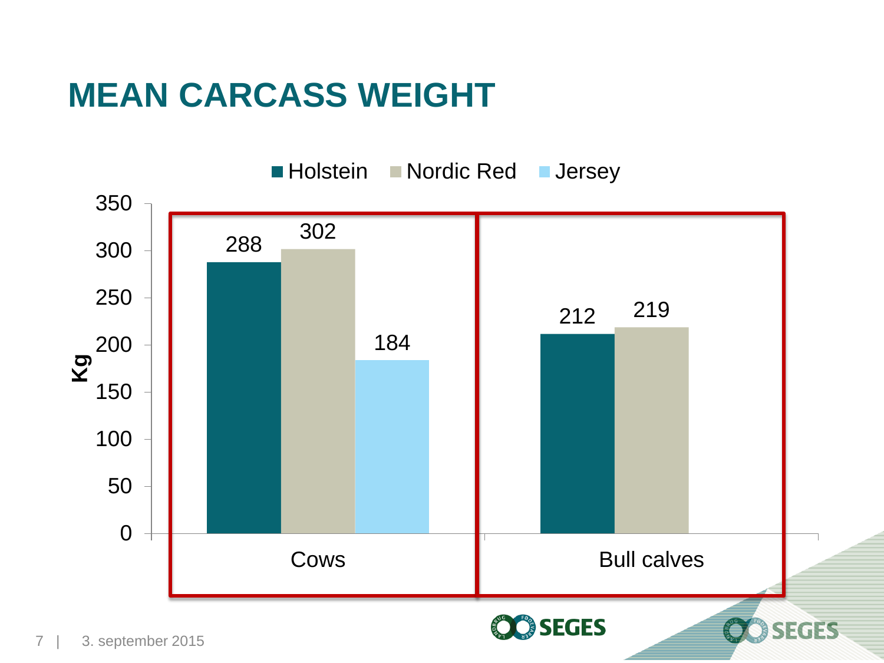# MEAN CARCASS WEIGHT

| Kg | Holstein | Nordic Red | Jersey |
|---|---|---|---|
| Cows | 288 | 302 | 184 |
| Bull calves | 212 | 219 | |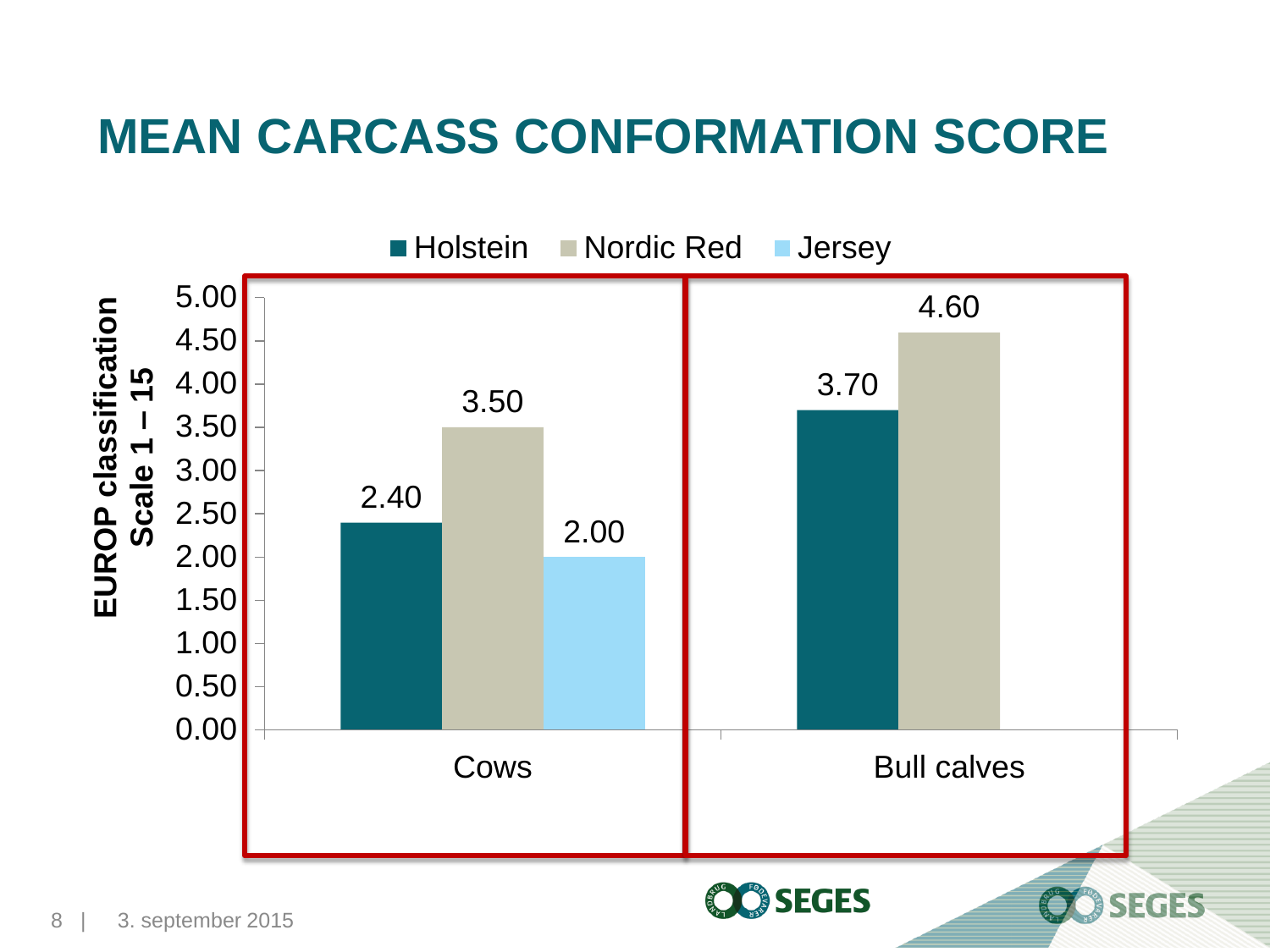# MEAN CARCASS CONFORMATION SCORE

| EUROP classification Scale 1 – 15 | Holstein | Nordic Red | Jersey |
| --- | --- | --- | --- |
| Cows | 2.40 | 3.50 | 2.00 |
| Bull calves | 3.70 | 4.60 | |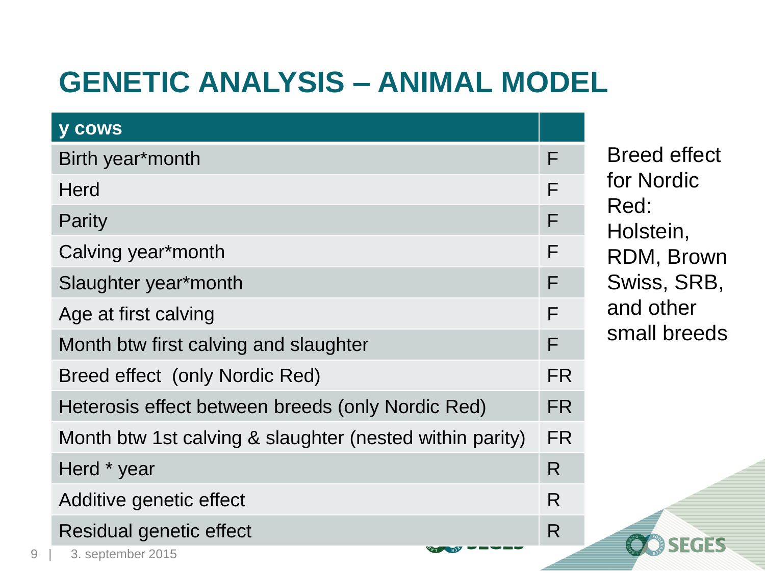# GENETIC ANALYSIS – ANIMAL MODEL

| y cows | |
|---|---|
| Birth year*month | F |
| Herd | F |
| Parity | F |
| Calving year*month | F |
| Slaughter year*month | F |
| Age at first calving | F |
| Month btw first calving and slaughter | F |
| Breed effect (only Nordic Red) | FR |
| Heterosis effect between breeds (only Nordic Red) | FR |
| Month btw 1st calving & slaughter (nested within parity) | FR |
| Herd * year | R |
| Additive genetic effect | R |
| Residual genetic effect | R |

Breed effect for Nordic Red: Holstein, RDM, Brown Swiss, SRB, and other small breeds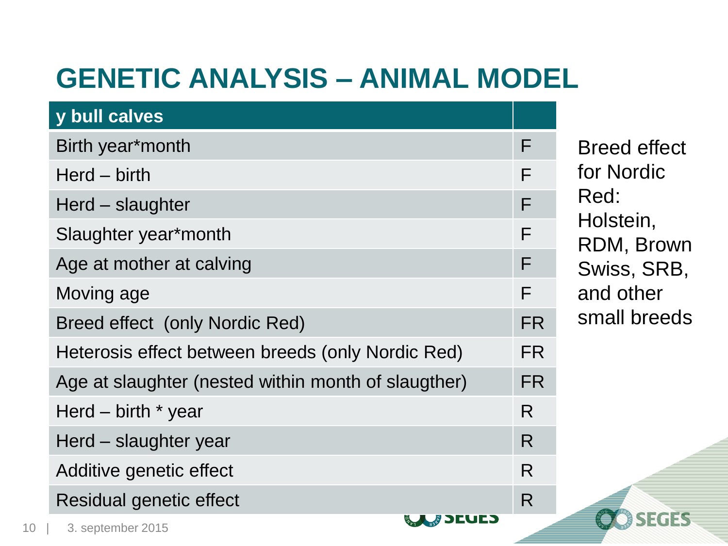# GENETIC ANALYSIS – ANIMAL MODEL

| y bull calves | |
|---|---|
| Birth year*month | F |
| Herd – birth | F |
| Herd – slaughter | F |
| Slaughter year*month | F |
| Age at mother at calving | F |
| Moving age | F |
| Breed effect  (only Nordic Red) | FR |
| Heterosis effect between breeds (only Nordic Red) | FR |
| Age at slaughter (nested within month of slaugther) | FR |
| Herd – birth * year | R |
| Herd – slaughter year | R |
| Additive genetic effect | R |
| Residual genetic effect | R |

Breed effect for Nordic Red: Holstein, RDM, Brown Swiss, SRB, and other small breeds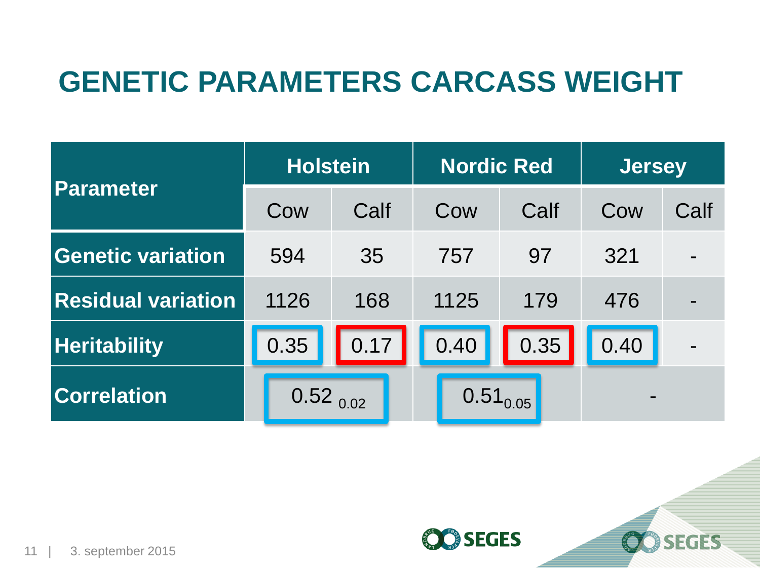# GENETIC PARAMETERS CARCASS WEIGHT

| Parameter | Holstein | | Nordic Red | | Jersey | |
|---|---|---|---|---|---|---|
| | Cow | Calf | Cow | Calf | Cow | Calf |
| **Genetic variation** | 594 | 35 | 757 | 97 | 321 | - |
| **Residual variation** | 1126 | 168 | 1125 | 179 | 476 | - |
| **Heritability** | 0.35 | 0.17 | 0.40 | 0.35 | 0.40 | - |
| **Correlation** | $0.52_{0.02}$ | | $0.51_{0.05}$ | | - | |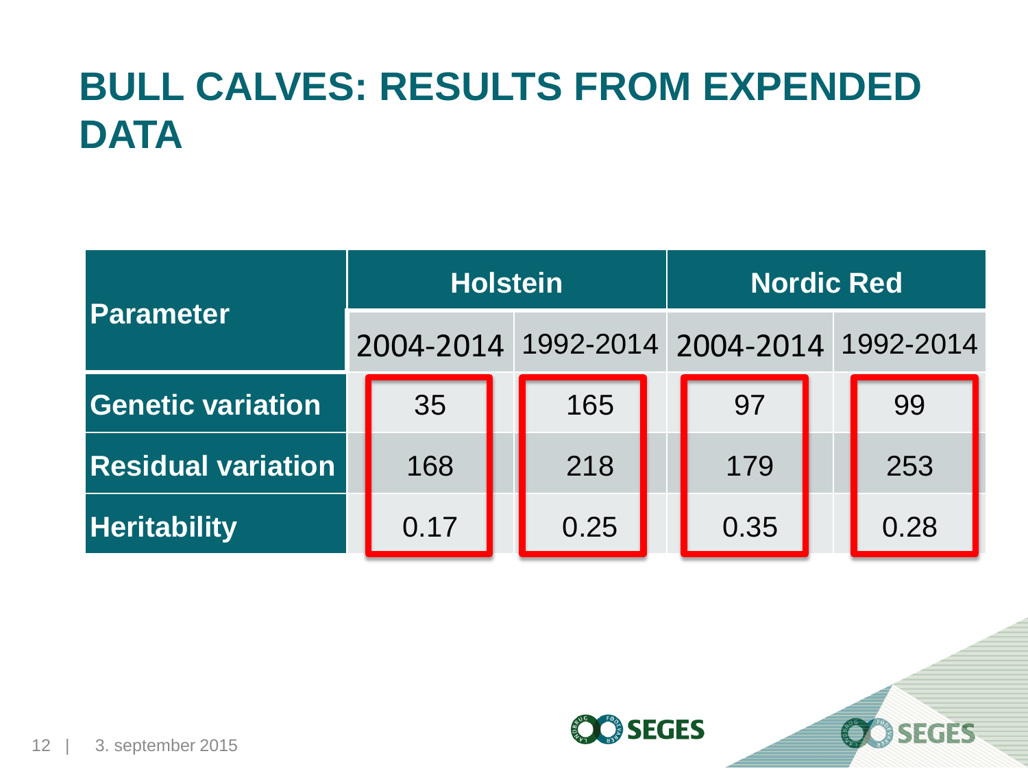# BULL CALVES: RESULTS FROM EXPENDED DATA

| Parameter | Holstein | | Nordic Red | |
|---|---|---|---|---|
| | 2004-2014 | 1992-2014 | 2004-2014 | 1992-2014 |
| Genetic variation | 35 | 165 | 97 | 99 |
| Residual variation | 168 | 218 | 179 | 253 |
| Heritability | 0.17 | 0.25 | 0.35 | 0.28 |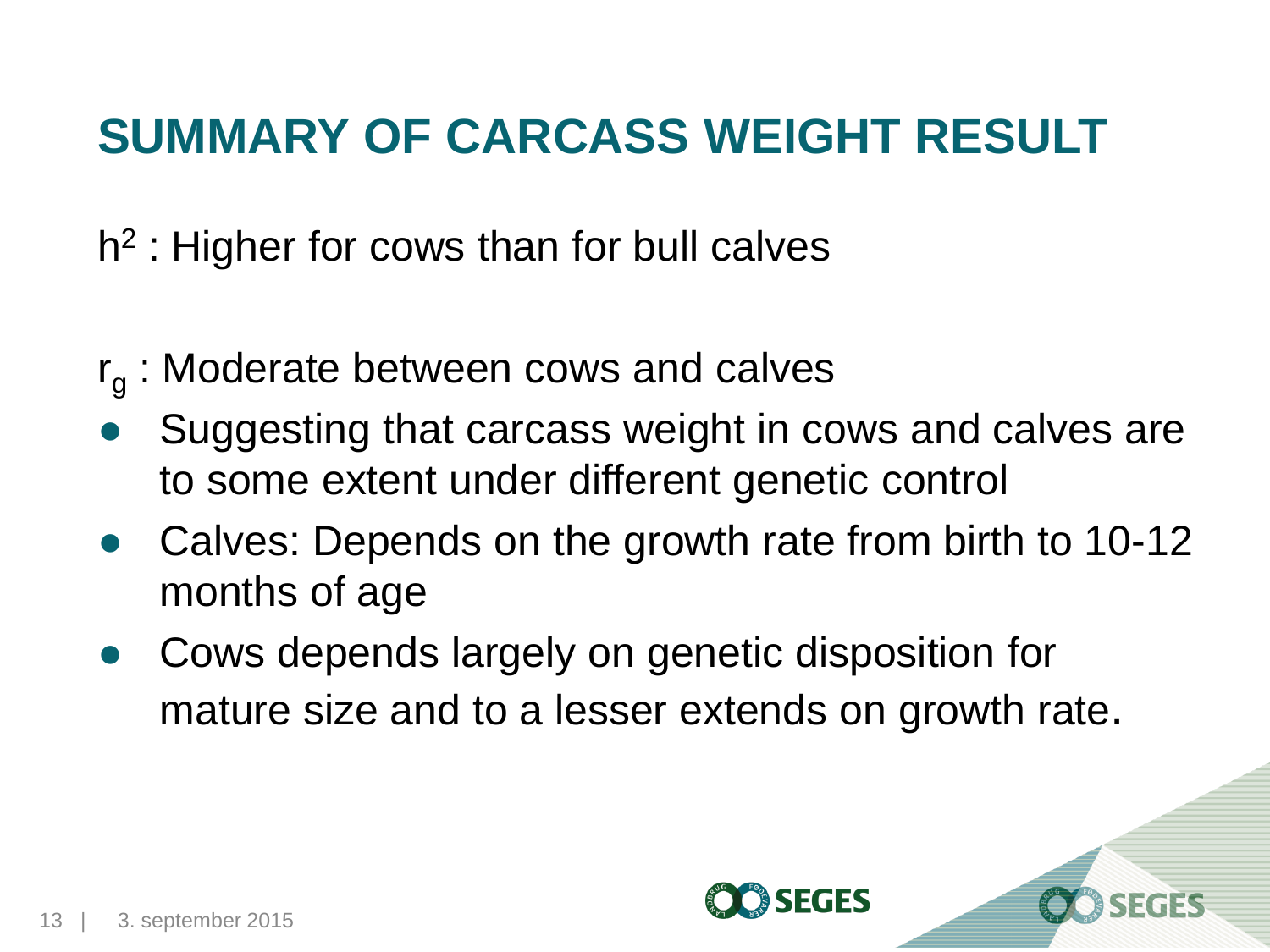# SUMMARY OF CARCASS WEIGHT RESULT

$h^2$ : Higher for cows than for bull calves

$r_g$ : Moderate between cows and calves

- Suggesting that carcass weight in cows and calves are to some extent under different genetic control
- Calves: Depends on the growth rate from birth to 10-12 months of age
- Cows depends largely on genetic disposition for mature size and to a lesser extends on growth rate.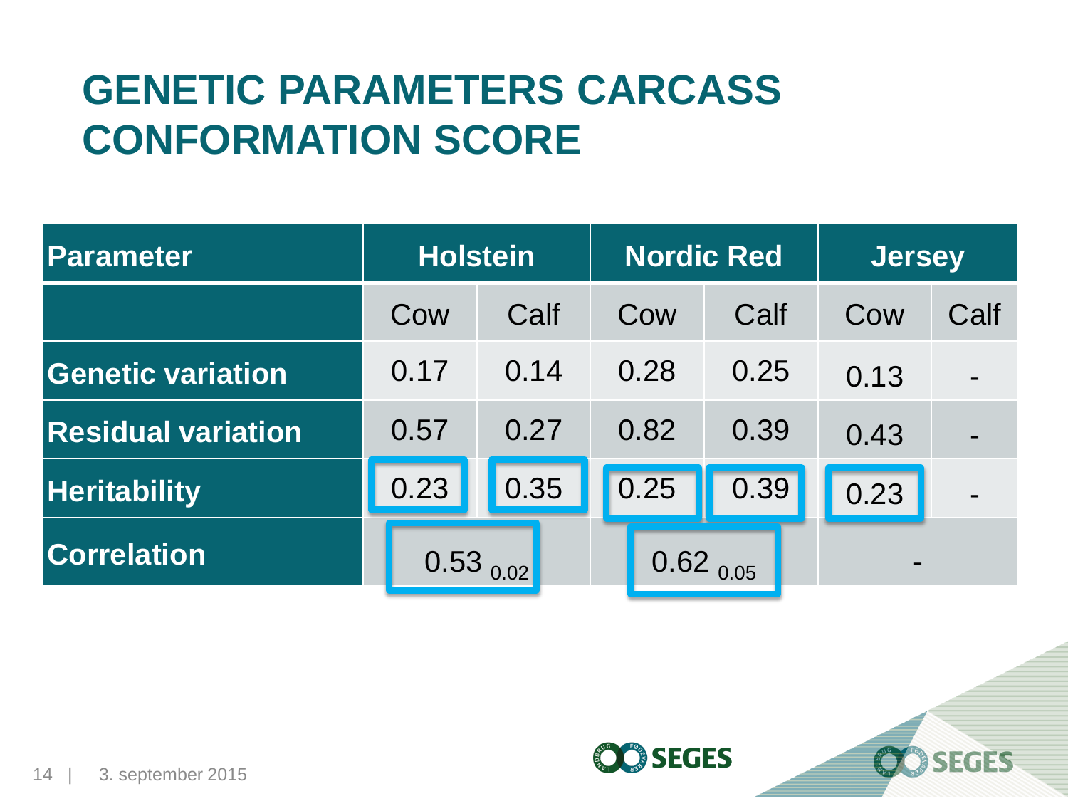# GENETIC PARAMETERS CARCASS CONFORMATION SCORE

| Parameter | Holstein | | Nordic Red | | Jersey | |
|---|---|---|---|---|---|---|
| | Cow | Calf | Cow | Calf | Cow | Calf |
| **Genetic variation** | 0.17 | 0.14 | 0.28 | 0.25 | 0.13 | - |
| **Residual variation** | 0.57 | 0.27 | 0.82 | 0.39 | 0.43 | - |
| **Heritability** | 0.23 | 0.35 | 0.25 | 0.39 | 0.23 | - |
| **Correlation** | $0.53_{0.02}$ | | $0.62_{0.05}$ | | - | |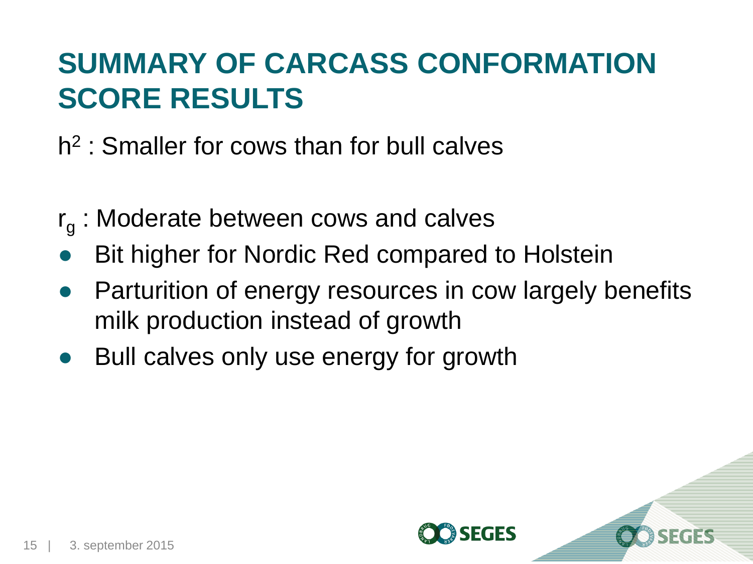# SUMMARY OF CARCASS CONFORMATION SCORE RESULTS

$h^2$ : Smaller for cows than for bull calves

$r_g$ : Moderate between cows and calves

- Bit higher for Nordic Red compared to Holstein
- Parturition of energy resources in cow largely benefits milk production instead of growth
- Bull calves only use energy for growth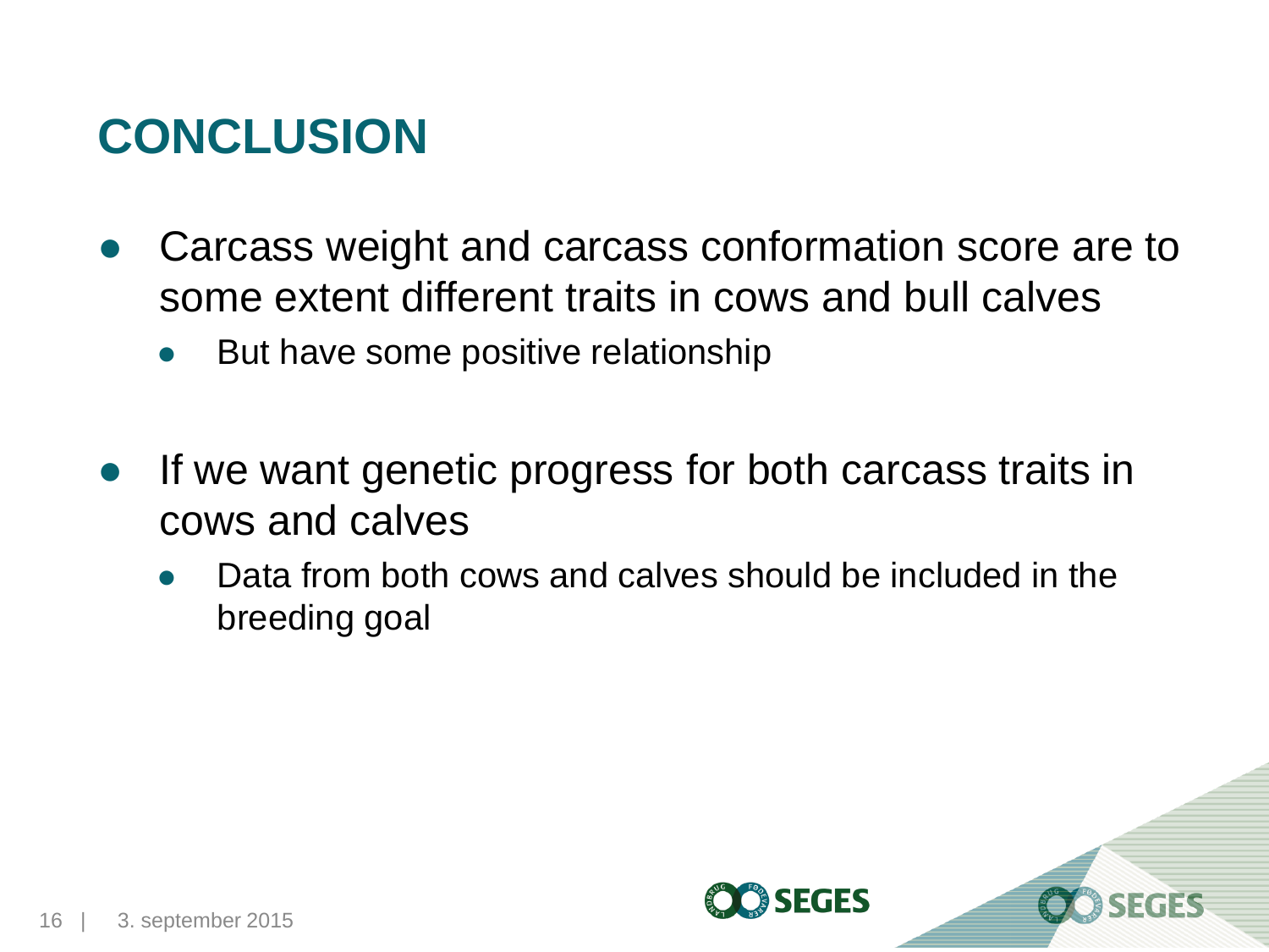# CONCLUSION

- Carcass weight and carcass conformation score are to some extent different traits in cows and bull calves
  - But have some positive relationship

- If we want genetic progress for both carcass traits in cows and calves
  - Data from both cows and calves should be included in the breeding goal